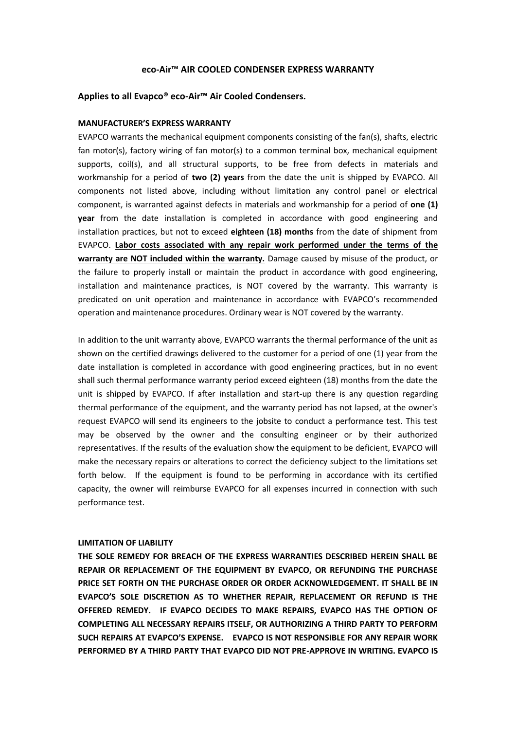# eco-Air™ AIR COOLED CONDENSER EXPRESS WARRANTY

## Applies to all Evapco® eco-Air™ Air Cooled Condensers.

### MANUFACTURER'S EXPRESS WARRANTY

EVAPCO warrants the mechanical equipment components consisting of the fan(s), shafts, electric fan motor(s), factory wiring of fan motor(s) to a common terminal box, mechanical equipment supports, coil(s), and all structural supports, to be free from defects in materials and workmanship for a period of **two (2) years** from the date the unit is shipped by EVAPCO. All components not listed above, including without limitation any control panel or electrical component, is warranted against defects in materials and workmanship for a period of **one (1) year** from the date installation is completed in accordance with good engineering and installation practices, but not to exceed **eighteen (18) months** from the date of shipment from EVAPCO. **Labor costs associated with any repair work performed under the terms of the warranty are NOT included within the warranty.** Damage caused by misuse of the product, or the failure to properly install or maintain the product in accordance with good engineering, installation and maintenance practices, is NOT covered by the warranty. This warranty is predicated on unit operation and maintenance in accordance with EVAPCO's recommended operation and maintenance procedures. Ordinary wear is NOT covered by the warranty.

In addition to the unit warranty above, EVAPCO warrants the thermal performance of the unit as shown on the certified drawings delivered to the customer for a period of one (1) year from the date installation is completed in accordance with good engineering practices, but in no event shall such thermal performance warranty period exceed eighteen (18) months from the date the unit is shipped by EVAPCO. If after installation and start-up there is any question regarding thermal performance of the equipment, and the warranty period has not lapsed, at the owner's request EVAPCO will send its engineers to the jobsite to conduct a performance test. This test may be observed by the owner and the consulting engineer or by their authorized representatives. If the results of the evaluation show the equipment to be deficient, EVAPCO will make the necessary repairs or alterations to correct the deficiency subject to the limitations set forth below. If the equipment is found to be performing in accordance with its certified capacity, the owner will reimburse EVAPCO for all expenses incurred in connection with such performance test.

### LIMITATION OF LIABILITY

**THE SOLE REMEDY FOR BREACH OF THE EXPRESS WARRANTIES DESCRIBED HEREIN SHALL BE REPAIR OR REPLACEMENT OF THE EQUIPMENT BY EVAPCO, OR REFUNDING THE PURCHASE PRICE SET FORTH ON THE PURCHASE ORDER OR ORDER ACKNOWLEDGEMENT. IT SHALL BE IN EVAPCO'S SOLE DISCRETION AS TO WHETHER REPAIR, REPLACEMENT OR REFUND IS THE OFFERED REMEDY. IF EVAPCO DECIDES TO MAKE REPAIRS, EVAPCO HAS THE OPTION OF COMPLETING ALL NECESSARY REPAIRS ITSELF, OR AUTHORIZING A THIRD PARTY TO PERFORM SUCH REPAIRS AT EVAPCO'S EXPENSE. EVAPCO IS NOT RESPONSIBLE FOR ANY REPAIR WORK PERFORMED BY A THIRD PARTY THAT EVAPCO DID NOT PRE-APPROVE IN WRITING. EVAPCO IS**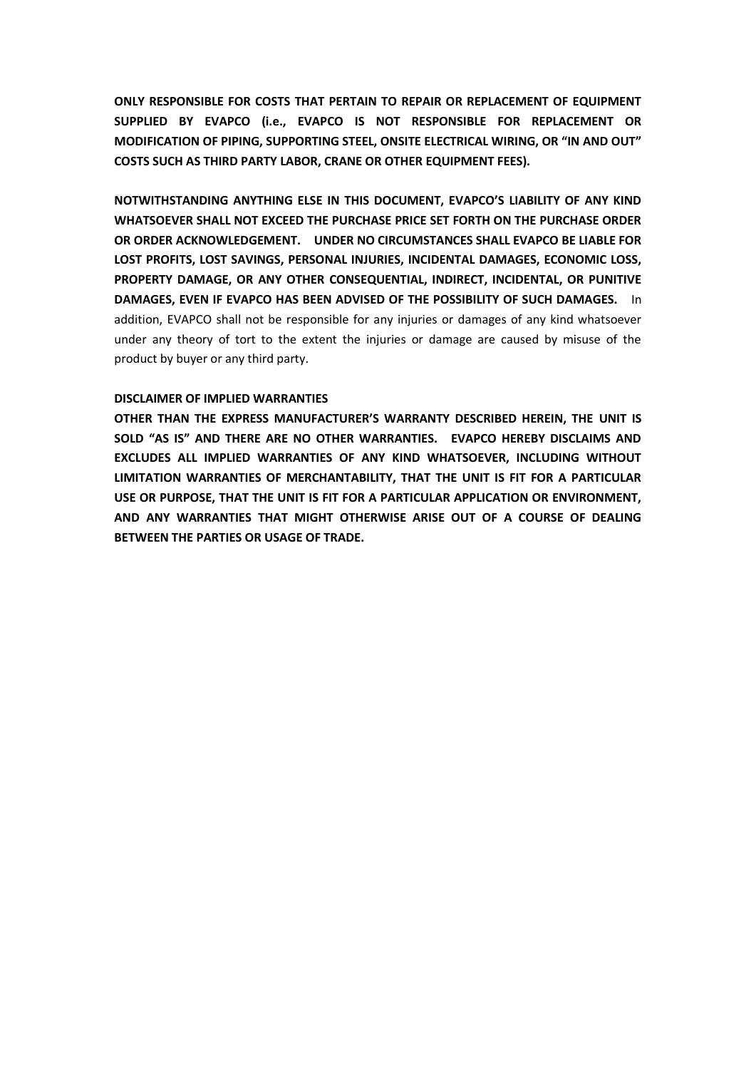**ONLY RESPONSIBLE FOR COSTS THAT PERTAIN TO REPAIR OR REPLACEMENT OF EQUIPMENT SUPPLIED BY EVAPCO (i.e., EVAPCO IS NOT RESPONSIBLE FOR REPLACEMENT OR MODIFICATION OF PIPING, SUPPORTING STEEL, ONSITE ELECTRICAL WIRING, OR "IN AND OUT" COSTS SUCH AS THIRD PARTY LABOR, CRANE OR OTHER EQUIPMENT FEES).**

**NOTWITHSTANDING ANYTHING ELSE IN THIS DOCUMENT, EVAPCO'S LIABILITY OF ANY KIND WHATSOEVER SHALL NOT EXCEED THE PURCHASE PRICE SET FORTH ON THE PURCHASE ORDER OR ORDER ACKNOWLEDGEMENT. UNDER NO CIRCUMSTANCES SHALL EVAPCO BE LIABLE FOR LOST PROFITS, LOST SAVINGS, PERSONAL INJURIES, INCIDENTAL DAMAGES, ECONOMIC LOSS, PROPERTY DAMAGE, OR ANY OTHER CONSEQUENTIAL, INDIRECT, INCIDENTAL, OR PUNITIVE DAMAGES, EVEN IF EVAPCO HAS BEEN ADVISED OF THE POSSIBILITY OF SUCH DAMAGES.** In addition, EVAPCO shall not be responsible for any injuries or damages of any kind whatsoever under any theory of tort to the extent the injuries or damage are caused by misuse of the product by buyer or any third party.

**DISCLAIMER OF IMPLIED WARRANTIES**

**OTHER THAN THE EXPRESS MANUFACTURER'S WARRANTY DESCRIBED HEREIN, THE UNIT IS SOLD "AS IS" AND THERE ARE NO OTHER WARRANTIES. EVAPCO HEREBY DISCLAIMS AND EXCLUDES ALL IMPLIED WARRANTIES OF ANY KIND WHATSOEVER, INCLUDING WITHOUT LIMITATION WARRANTIES OF MERCHANTABILITY, THAT THE UNIT IS FIT FOR A PARTICULAR USE OR PURPOSE, THAT THE UNIT IS FIT FOR A PARTICULAR APPLICATION OR ENVIRONMENT, AND ANY WARRANTIES THAT MIGHT OTHERWISE ARISE OUT OF A COURSE OF DEALING BETWEEN THE PARTIES OR USAGE OF TRADE.**